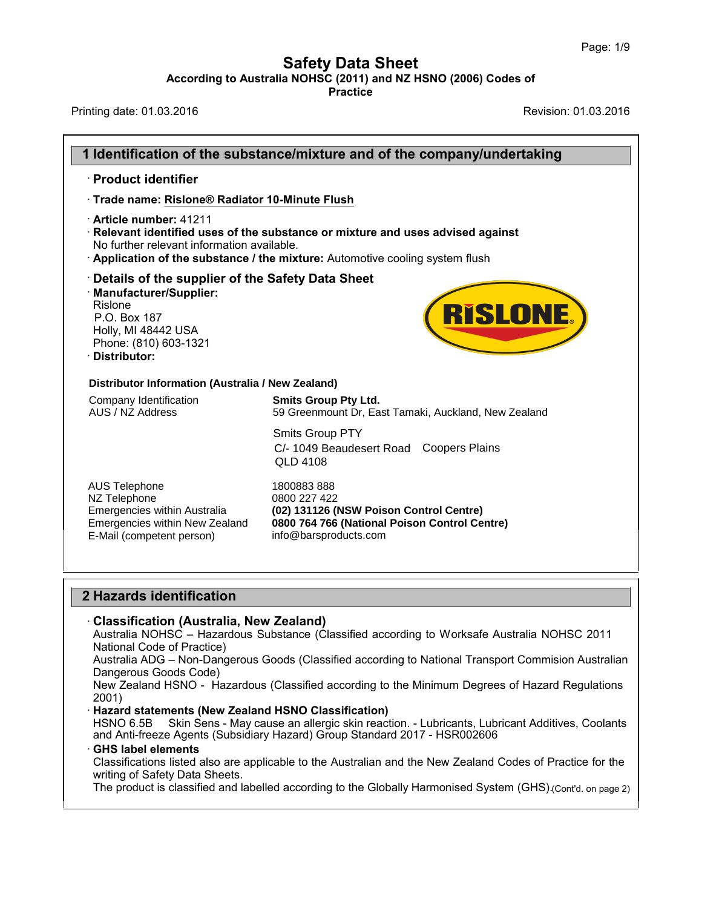# Safety Data Sheet

**According to Australia NOHSC (2011) and NZ HSNO (2006) Codes of Practice**

Printing date: 01.03.2016

Revision: 01.03.2016

## 1 Identification of the substance/mixture and of the company/undertaking

· **Product identifier**

· **Trade name: Rislone® Radiator 10-Minute Flush**

· **Article number:** 41211

· **Relevant identified uses of the substance or mixture and uses advised against**
No further relevant information available.

· **Application of the substance / the mixture:** Automotive cooling system flush

· **Details of the supplier of the Safety Data Sheet**

· **Manufacturer/Supplier:**
Rislone
P.O. Box 187
Holly, MI 48442 USA
Phone: (810) 603-1321

· **Distributor:**

**Distributor Information (Australia / New Zealand)**

| | |
|---|---|
| Company Identification | **Smits Group Pty Ltd.** |
| AUS / NZ Address | 59 Greenmount Dr, East Tamaki, Auckland, New Zealand |
| | Smits Group PTY<br>C/- 1049 Beaudesert Road Coopers Plains<br>QLD 4108 |
| AUS Telephone | 1800883 888 |
| NZ Telephone | 0800 227 422 |
| Emergencies within Australia | **(02) 131126 (NSW Poison Control Centre)** |
| Emergencies within New Zealand | **0800 764 766 (National Poison Control Centre)** |
| E-Mail (competent person) | info@barsproducts.com |

## 2 Hazards identification

· **Classification (Australia, New Zealand)**
Australia NOHSC – Hazardous Substance (Classified according to Worksafe Australia NOHSC 2011 National Code of Practice)
Australia ADG – Non-Dangerous Goods (Classified according to National Transport Commision Australian Dangerous Goods Code)
New Zealand HSNO - Hazardous (Classified according to the Minimum Degrees of Hazard Regulations 2001)

· **Hazard statements (New Zealand HSNO Classification)**
HSNO 6.5B Skin Sens - May cause an allergic skin reaction. - Lubricants, Lubricant Additives, Coolants and Anti-freeze Agents (Subsidiary Hazard) Group Standard 2017 - HSR002606

· **GHS label elements**
Classifications listed also are applicable to the Australian and the New Zealand Codes of Practice for the writing of Safety Data Sheets.
The product is classified and labelled according to the Globally Harmonised System (GHS).

(Cont'd. on page 2)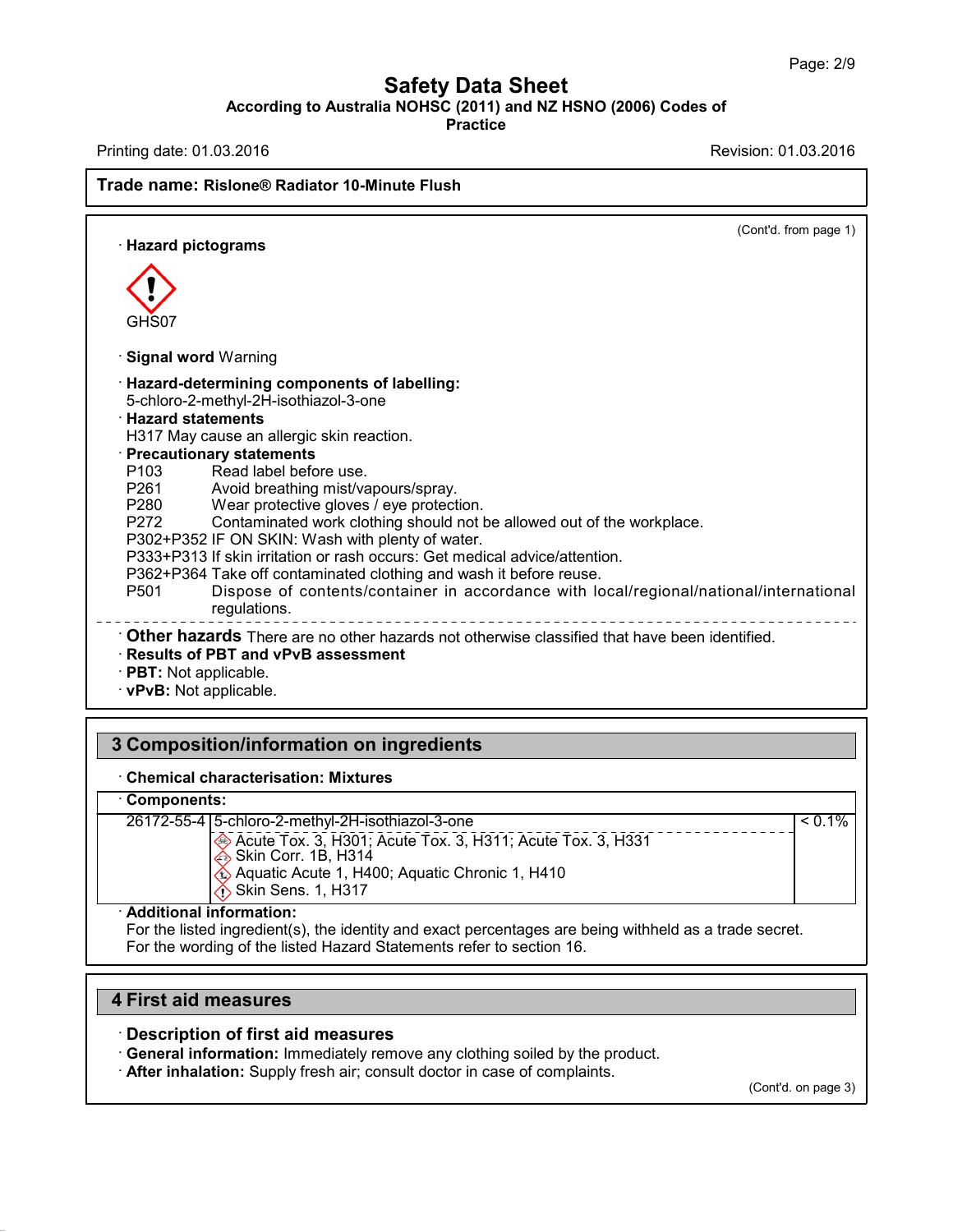# Safety Data Sheet

**According to Australia NOHSC (2011) and NZ HSNO (2006) Codes of Practice**

Printing date: 01.03.2016 Revision: 01.03.2016

**Trade name: Rislone® Radiator 10-Minute Flush**

(Cont'd. from page 1)

· **Hazard pictograms**

GHS07

· **Signal word** Warning

· **Hazard-determining components of labelling:**
5-chloro-2-methyl-2H-isothiazol-3-one

· **Hazard statements**
H317 May cause an allergic skin reaction.

· **Precautionary statements**

P103 Read label before use.
P261 Avoid breathing mist/vapours/spray.
P280 Wear protective gloves / eye protection.
P272 Contaminated work clothing should not be allowed out of the workplace.
P302+P352 IF ON SKIN: Wash with plenty of water.
P333+P313 If skin irritation or rash occurs: Get medical advice/attention.
P362+P364 Take off contaminated clothing and wash it before reuse.
P501 Dispose of contents/container in accordance with local/regional/national/international regulations.

· **Other hazards** There are no other hazards not otherwise classified that have been identified.

· **Results of PBT and vPvB assessment**

· **PBT:** Not applicable.

· **vPvB:** Not applicable.

## 3 Composition/information on ingredients

· **Chemical characterisation: Mixtures**

· **Components:**

| CAS | Component | % |
|---|---|---|
| 26172-55-4 | 5-chloro-2-methyl-2H-isothiazol-3-one<br>Acute Tox. 3, H301; Acute Tox. 3, H311; Acute Tox. 3, H331<br>Skin Corr. 1B, H314<br>Aquatic Acute 1, H400; Aquatic Chronic 1, H410<br>Skin Sens. 1, H317 | < 0.1% |

· **Additional information:**
For the listed ingredient(s), the identity and exact percentages are being withheld as a trade secret.
For the wording of the listed Hazard Statements refer to section 16.

## 4 First aid measures

· **Description of first aid measures**

· **General information:** Immediately remove any clothing soiled by the product.

· **After inhalation:** Supply fresh air; consult doctor in case of complaints.

(Cont'd. on page 3)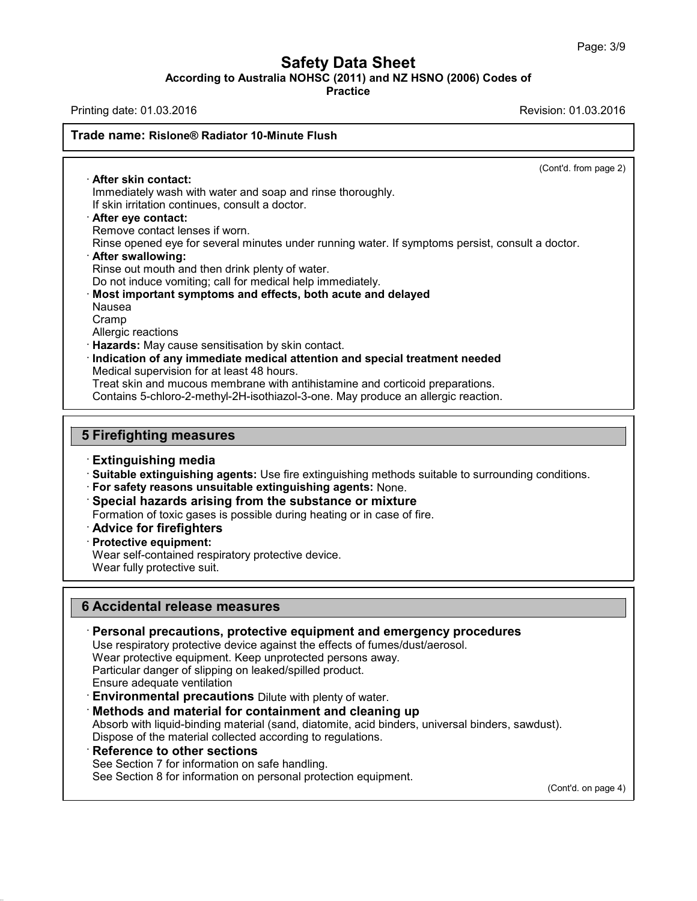(Cont'd. from page 2)

· **After skin contact:**
Immediately wash with water and soap and rinse thoroughly.
If skin irritation continues, consult a doctor.

· **After eye contact:**
Remove contact lenses if worn.
Rinse opened eye for several minutes under running water. If symptoms persist, consult a doctor.

· **After swallowing:**
Rinse out mouth and then drink plenty of water.
Do not induce vomiting; call for medical help immediately.

· **Most important symptoms and effects, both acute and delayed**
Nausea
Cramp
Allergic reactions

· **Hazards:** May cause sensitisation by skin contact.

· **Indication of any immediate medical attention and special treatment needed**
Medical supervision for at least 48 hours.
Treat skin and mucous membrane with antihistamine and corticoid preparations.
Contains 5-chloro-2-methyl-2H-isothiazol-3-one. May produce an allergic reaction.

## 5 Firefighting measures

· **Extinguishing media**

· **Suitable extinguishing agents:** Use fire extinguishing methods suitable to surrounding conditions.

· **For safety reasons unsuitable extinguishing agents:** None.

· **Special hazards arising from the substance or mixture**
Formation of toxic gases is possible during heating or in case of fire.

· **Advice for firefighters**

· **Protective equipment:**
Wear self-contained respiratory protective device.
Wear fully protective suit.

## 6 Accidental release measures

· **Personal precautions, protective equipment and emergency procedures**
Use respiratory protective device against the effects of fumes/dust/aerosol.
Wear protective equipment. Keep unprotected persons away.
Particular danger of slipping on leaked/spilled product.
Ensure adequate ventilation

· **Environmental precautions** Dilute with plenty of water.

· **Methods and material for containment and cleaning up**
Absorb with liquid-binding material (sand, diatomite, acid binders, universal binders, sawdust).
Dispose of the material collected according to regulations.

· **Reference to other sections**
See Section 7 for information on safe handling.
See Section 8 for information on personal protection equipment.

(Cont'd. on page 4)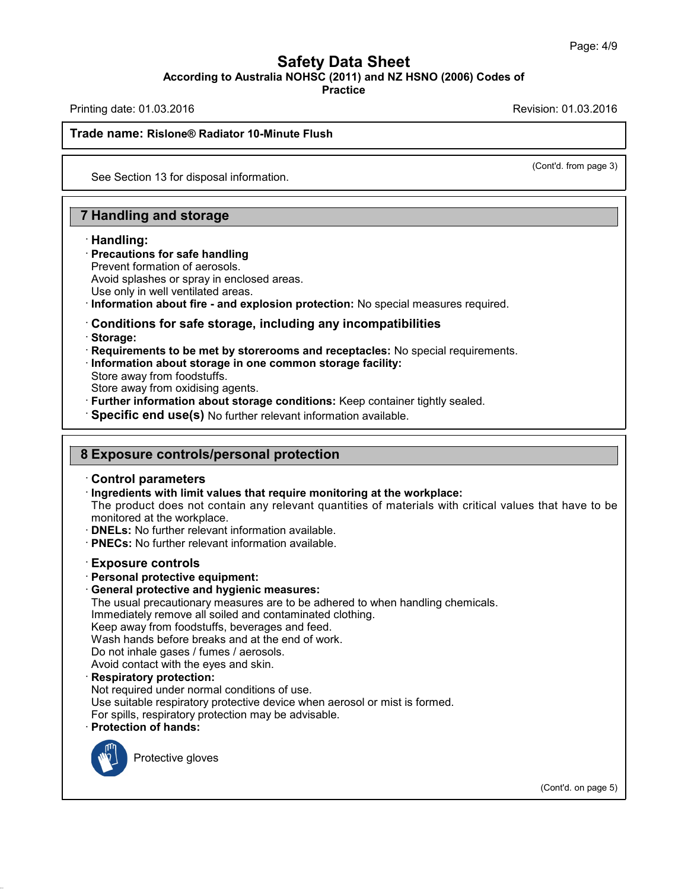See Section 13 for disposal information.

## 7 Handling and storage

· **Handling:**

· **Precautions for safe handling**
Prevent formation of aerosols.
Avoid splashes or spray in enclosed areas.
Use only in well ventilated areas.

· **Information about fire - and explosion protection:** No special measures required.

· **Conditions for safe storage, including any incompatibilities**

· **Storage:**

· **Requirements to be met by storerooms and receptacles:** No special requirements.

· **Information about storage in one common storage facility:**
Store away from foodstuffs.
Store away from oxidising agents.

· **Further information about storage conditions:** Keep container tightly sealed.

· **Specific end use(s)** No further relevant information available.

## 8 Exposure controls/personal protection

· **Control parameters**

· **Ingredients with limit values that require monitoring at the workplace:**
The product does not contain any relevant quantities of materials with critical values that have to be monitored at the workplace.

· **DNELs:** No further relevant information available.

· **PNECs:** No further relevant information available.

· **Exposure controls**

· **Personal protective equipment:**

· **General protective and hygienic measures:**
The usual precautionary measures are to be adhered to when handling chemicals.
Immediately remove all soiled and contaminated clothing.
Keep away from foodstuffs, beverages and feed.
Wash hands before breaks and at the end of work.
Do not inhale gases / fumes / aerosols.
Avoid contact with the eyes and skin.

· **Respiratory protection:**
Not required under normal conditions of use.
Use suitable respiratory protective device when aerosol or mist is formed.
For spills, respiratory protection may be advisable.

· **Protection of hands:**

Protective gloves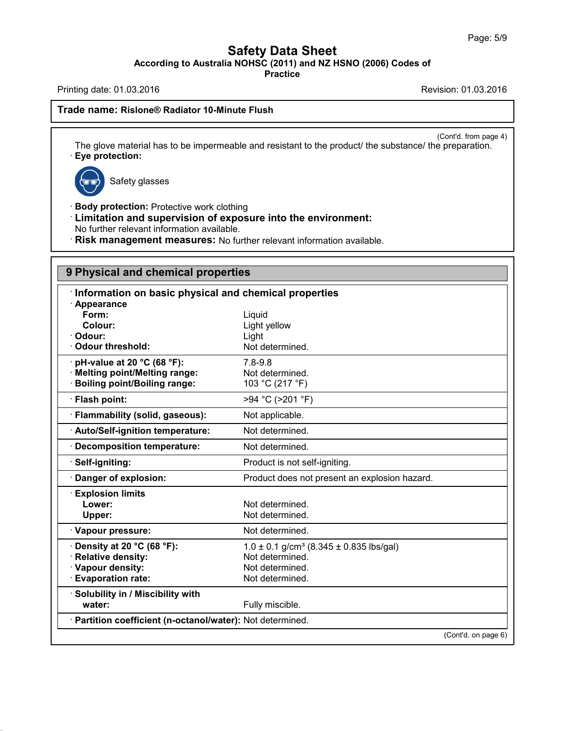# Safety Data Sheet

**According to Australia NOHSC (2011) and NZ HSNO (2006) Codes of Practice**

Printing date: 01.03.2016 Revision: 01.03.2016

**Trade name: Rislone® Radiator 10-Minute Flush**

(Cont'd. from page 4)

The glove material has to be impermeable and resistant to the product/ the substance/ the preparation.

· **Eye protection:**

Safety glasses

· **Body protection:** Protective work clothing

· **Limitation and supervision of exposure into the environment:**
No further relevant information available.

· **Risk management measures:** No further relevant information available.

## 9 Physical and chemical properties

· **Information on basic physical and chemical properties**

| Property | Value |
|---|---|
| · **Appearance** | |
| **Form:** | Liquid |
| **Colour:** | Light yellow |
| · **Odour:** | Light |
| · **Odour threshold:** | Not determined. |
| · **pH-value at 20 °C (68 °F):** | 7.8-9.8 |
| · **Melting point/Melting range:** | Not determined. |
| · **Boiling point/Boiling range:** | 103 °C (217 °F) |
| · **Flash point:** | >94 °C (>201 °F) |
| · **Flammability (solid, gaseous):** | Not applicable. |
| · **Auto/Self-ignition temperature:** | Not determined. |
| · **Decomposition temperature:** | Not determined. |
| · **Self-igniting:** | Product is not self-igniting. |
| · **Danger of explosion:** | Product does not present an explosion hazard. |
| · **Explosion limits** | |
| **Lower:** | Not determined. |
| **Upper:** | Not determined. |
| · **Vapour pressure:** | Not determined. |
| · **Density at 20 °C (68 °F):** | 1.0 ± 0.1 g/cm³ (8.345 ± 0.835 lbs/gal) |
| · **Relative density:** | Not determined. |
| · **Vapour density:** | Not determined. |
| · **Evaporation rate:** | Not determined. |
| · **Solubility in / Miscibility with water:** | Fully miscible. |
| · **Partition coefficient (n-octanol/water):** | Not determined. |

(Cont'd. on page 6)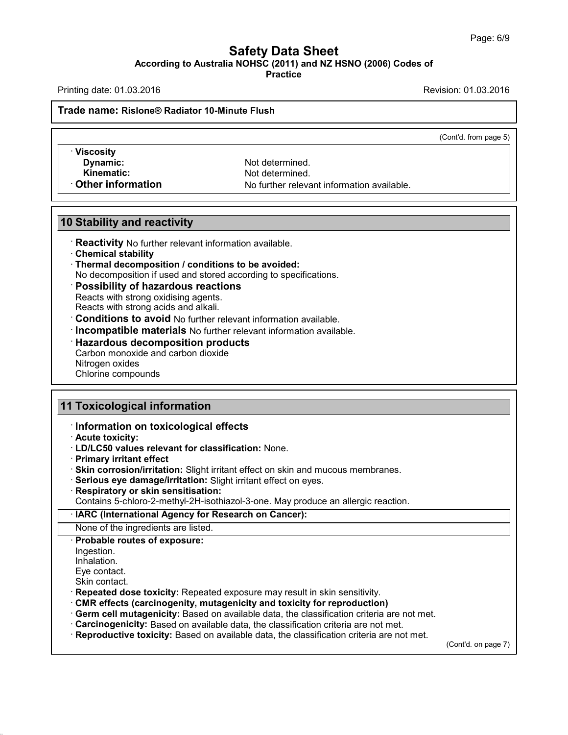**Trade name: Rislone® Radiator 10-Minute Flush**

(Cont'd. from page 5)

· **Viscosity**
  **Dynamic:** Not determined.
  **Kinematic:** Not determined.
· **Other information** No further relevant information available.

## 10 Stability and reactivity

· **Reactivity** No further relevant information available.
· **Chemical stability**
· **Thermal decomposition / conditions to be avoided:**
No decomposition if used and stored according to specifications.
· **Possibility of hazardous reactions**
Reacts with strong oxidising agents.
Reacts with strong acids and alkali.
· **Conditions to avoid** No further relevant information available.
· **Incompatible materials** No further relevant information available.
· **Hazardous decomposition products**
Carbon monoxide and carbon dioxide
Nitrogen oxides
Chlorine compounds

## 11 Toxicological information

· **Information on toxicological effects**
· **Acute toxicity:**
· **LD/LC50 values relevant for classification:** None.
· **Primary irritant effect**
· **Skin corrosion/irritation:** Slight irritant effect on skin and mucous membranes.
· **Serious eye damage/irritation:** Slight irritant effect on eyes.
· **Respiratory or skin sensitisation:**
Contains 5-chloro-2-methyl-2H-isothiazol-3-one. May produce an allergic reaction.

| · IARC (International Agency for Research on Cancer): |
| --- |
| None of the ingredients are listed. |

· **Probable routes of exposure:**
Ingestion.
Inhalation.
Eye contact.
Skin contact.
· **Repeated dose toxicity:** Repeated exposure may result in skin sensitivity.
· **CMR effects (carcinogenity, mutagenicity and toxicity for reproduction)**
· **Germ cell mutagenicity:** Based on available data, the classification criteria are not met.
· **Carcinogenicity:** Based on available data, the classification criteria are not met.
· **Reproductive toxicity:** Based on available data, the classification criteria are not met.

(Cont'd. on page 7)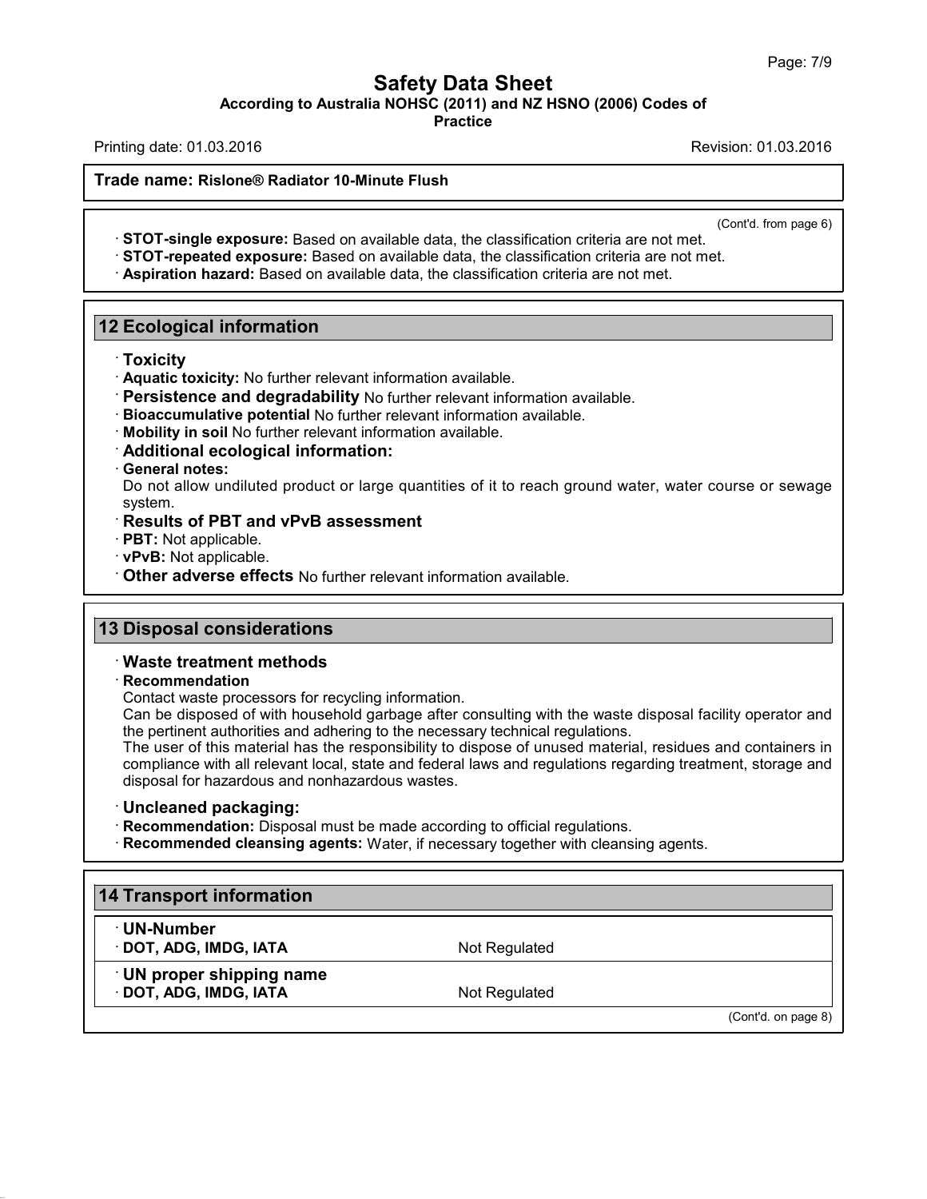(Cont'd. from page 6)

· **STOT-single exposure:** Based on available data, the classification criteria are not met.
· **STOT-repeated exposure:** Based on available data, the classification criteria are not met.
· **Aspiration hazard:** Based on available data, the classification criteria are not met.

## 12 Ecological information

· **Toxicity**
· **Aquatic toxicity:** No further relevant information available.
· **Persistence and degradability** No further relevant information available.
· **Bioaccumulative potential** No further relevant information available.
· **Mobility in soil** No further relevant information available.
· **Additional ecological information:**
· **General notes:**
Do not allow undiluted product or large quantities of it to reach ground water, water course or sewage system.
· **Results of PBT and vPvB assessment**
· **PBT:** Not applicable.
· **vPvB:** Not applicable.
· **Other adverse effects** No further relevant information available.

## 13 Disposal considerations

· **Waste treatment methods**
· **Recommendation**
Contact waste processors for recycling information.
Can be disposed of with household garbage after consulting with the waste disposal facility operator and the pertinent authorities and adhering to the necessary technical regulations.
The user of this material has the responsibility to dispose of unused material, residues and containers in compliance with all relevant local, state and federal laws and regulations regarding treatment, storage and disposal for hazardous and nonhazardous wastes.

· **Uncleaned packaging:**
· **Recommendation:** Disposal must be made according to official regulations.
· **Recommended cleansing agents:** Water, if necessary together with cleansing agents.

## 14 Transport information

| · **UN-Number** | |
|---|---|
| · **DOT, ADG, IMDG, IATA** | Not Regulated |
| · **UN proper shipping name** | |
| · **DOT, ADG, IMDG, IATA** | Not Regulated |

(Cont'd. on page 8)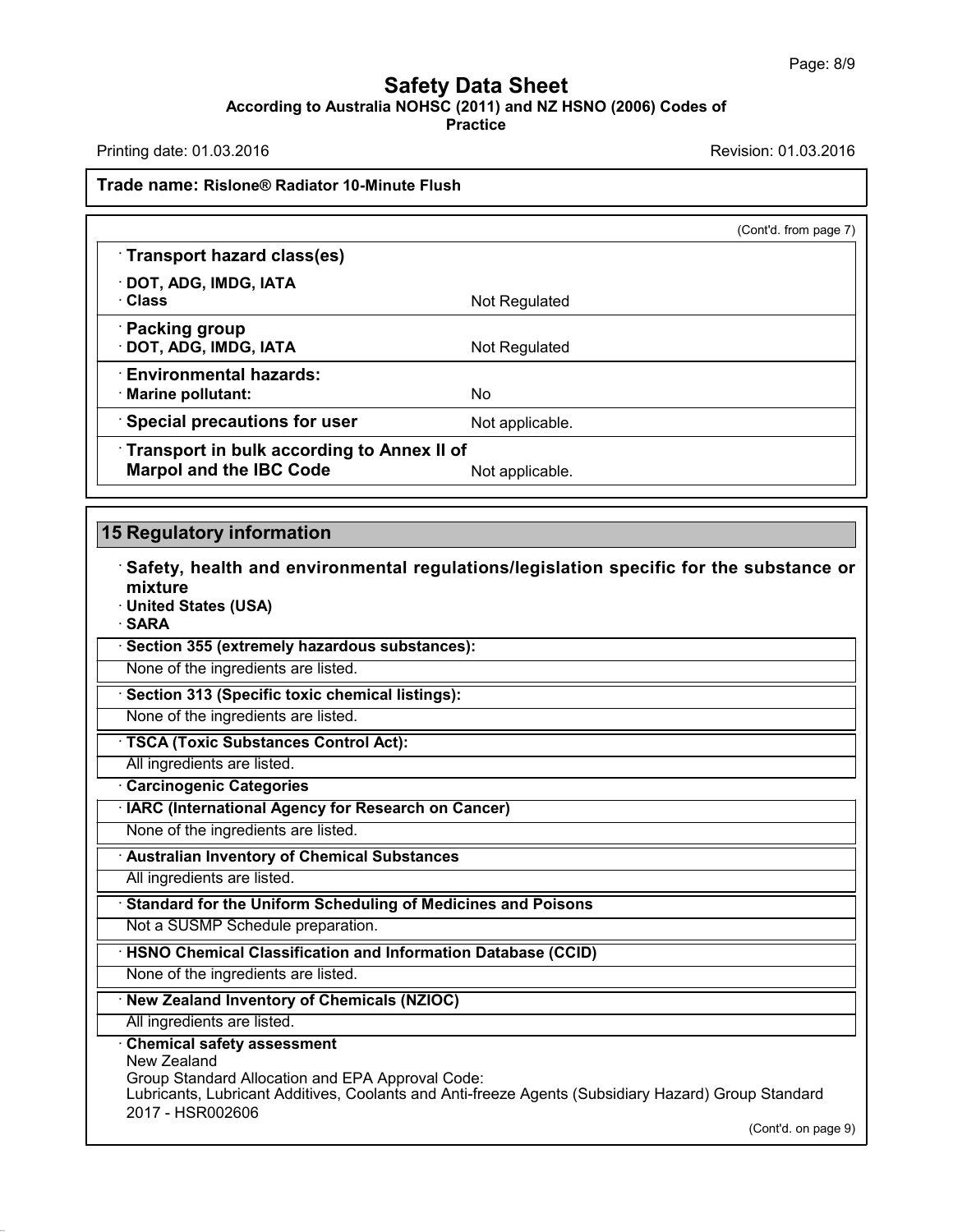(Cont'd. from page 7)

| · **Transport hazard class(es)** | |
| --- | --- |
| · **DOT, ADG, IMDG, IATA** | |
| · **Class** | Not Regulated |
| · **Packing group** | |
| · **DOT, ADG, IMDG, IATA** | Not Regulated |
| · **Environmental hazards:** | |
| · **Marine pollutant:** | No |
| · **Special precautions for user** | Not applicable. |
| · **Transport in bulk according to Annex II of Marpol and the IBC Code** | Not applicable. |

## 15 Regulatory information

· **Safety, health and environmental regulations/legislation specific for the substance or mixture**

· **United States (USA)**

· **SARA**

· **Section 355 (extremely hazardous substances):**

None of the ingredients are listed.

· **Section 313 (Specific toxic chemical listings):**

None of the ingredients are listed.

· **TSCA (Toxic Substances Control Act):**

All ingredients are listed.

· **Carcinogenic Categories**

· **IARC (International Agency for Research on Cancer)**

None of the ingredients are listed.

· **Australian Inventory of Chemical Substances**

All ingredients are listed.

· **Standard for the Uniform Scheduling of Medicines and Poisons**

Not a SUSMP Schedule preparation.

· **HSNO Chemical Classification and Information Database (CCID)**

None of the ingredients are listed.

· **New Zealand Inventory of Chemicals (NZIOC)**

All ingredients are listed.

· **Chemical safety assessment**

New Zealand

Group Standard Allocation and EPA Approval Code:

Lubricants, Lubricant Additives, Coolants and Anti-freeze Agents (Subsidiary Hazard) Group Standard 2017 - HSR002606

(Cont'd. on page 9)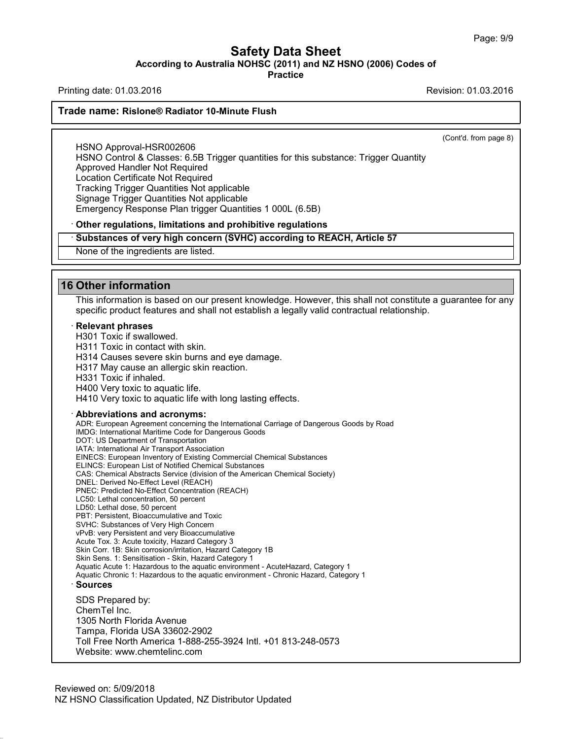(Cont'd. from page 8)

HSNO Approval-HSR002606
HSNO Control & Classes: 6.5B Trigger quantities for this substance: Trigger Quantity
Approved Handler Not Required
Location Certificate Not Required
Tracking Trigger Quantities Not applicable
Signage Trigger Quantities Not applicable
Emergency Response Plan trigger Quantities 1 000L (6.5B)

· **Other regulations, limitations and prohibitive regulations**

· **Substances of very high concern (SVHC) according to REACH, Article 57**

None of the ingredients are listed.

## 16 Other information

This information is based on our present knowledge. However, this shall not constitute a guarantee for any specific product features and shall not establish a legally valid contractual relationship.

· **Relevant phrases**

H301 Toxic if swallowed.
H311 Toxic in contact with skin.
H314 Causes severe skin burns and eye damage.
H317 May cause an allergic skin reaction.
H331 Toxic if inhaled.
H400 Very toxic to aquatic life.
H410 Very toxic to aquatic life with long lasting effects.

· **Abbreviations and acronyms:**

ADR: European Agreement concerning the International Carriage of Dangerous Goods by Road
IMDG: International Maritime Code for Dangerous Goods
DOT: US Department of Transportation
IATA: International Air Transport Association
EINECS: European Inventory of Existing Commercial Chemical Substances
ELINCS: European List of Notified Chemical Substances
CAS: Chemical Abstracts Service (division of the American Chemical Society)
DNEL: Derived No-Effect Level (REACH)
PNEC: Predicted No-Effect Concentration (REACH)
LC50: Lethal concentration, 50 percent
LD50: Lethal dose, 50 percent
PBT: Persistent, Bioaccumulative and Toxic
SVHC: Substances of Very High Concern
vPvB: very Persistent and very Bioaccumulative
Acute Tox. 3: Acute toxicity, Hazard Category 3
Skin Corr. 1B: Skin corrosion/irritation, Hazard Category 1B
Skin Sens. 1: Sensitisation - Skin, Hazard Category 1
Aquatic Acute 1: Hazardous to the aquatic environment - AcuteHazard, Category 1
Aquatic Chronic 1: Hazardous to the aquatic environment - Chronic Hazard, Category 1

· **Sources**

SDS Prepared by:
ChemTel Inc.
1305 North Florida Avenue
Tampa, Florida USA 33602-2902
Toll Free North America 1-888-255-3924 Intl. +01 813-248-0573
Website: www.chemtelinc.com

Reviewed on: 5/09/2018
NZ HSNO Classification Updated, NZ Distributor Updated